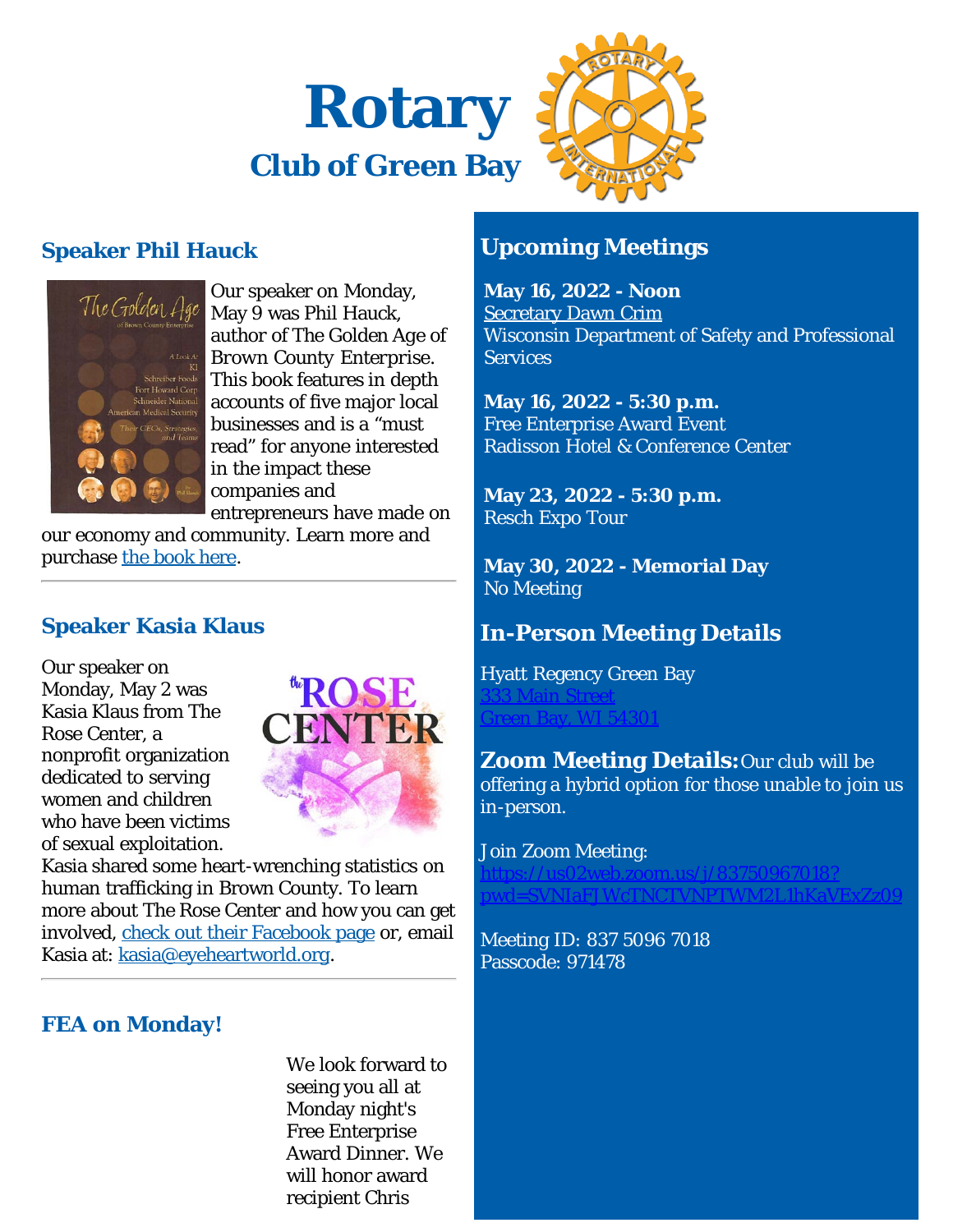# Rotary

## Club of Green Bay

### Speaker Phil Hauck

Our speaker on Monday, May 9 was Phil Hauck, author of The Golden Age of Brown County Enterprise. This book features in depth accounts of five major local businesses and is a "must read" for anyone interested in the impact these companies and entrepreneurs have made on our economy and community. Learn more and purchase [the book here](#).

---

### Speaker Kasia Klaus

Our speaker on Monday, May 2 was Kasia Klaus from The Rose Center, a nonprofit organization dedicated to serving women and children who have been victims of sexual exploitation. Kasia shared some heart-wrenching statistics on human trafficking in Brown County. To learn more about The Rose Center and how you can get involved, [check out their Facebook page](#) or, email Kasia at: [kasia@eyeheartworld.org](mailto:kasia@eyeheartworld.org).

---

### FEA on Monday!

We look forward to seeing you all at Monday night's Free Enterprise Award Dinner. We will honor award recipient Chris

### Upcoming Meetings

**May 16, 2022 - Noon**
[Secretary Dawn Crim](#)
Wisconsin Department of Safety and Professional Services

**May 16, 2022 - 5:30 p.m.**
Free Enterprise Award Event
Radisson Hotel & Conference Center

**May 23, 2022 - 5:30 p.m.**
Resch Expo Tour

**May 30, 2022 - Memorial Day**
No Meeting

### In-Person Meeting Details

Hyatt Regency Green Bay
[333 Main Street](#)
[Green Bay, WI 54301](#)

**Zoom Meeting Details:** Our club will be offering a hybrid option for those unable to join us in-person.

Join Zoom Meeting:
[https://us02web.zoom.us/j/83750967018?pwd=SVNIaFJWcTNCTVNPTWM2L1hKaVExZz09](https://us02web.zoom.us/j/83750967018?pwd=SVNIaFJWcTNCTVNPTWM2L1hKaVExZz09)

Meeting ID: 837 5096 7018
Passcode: 971478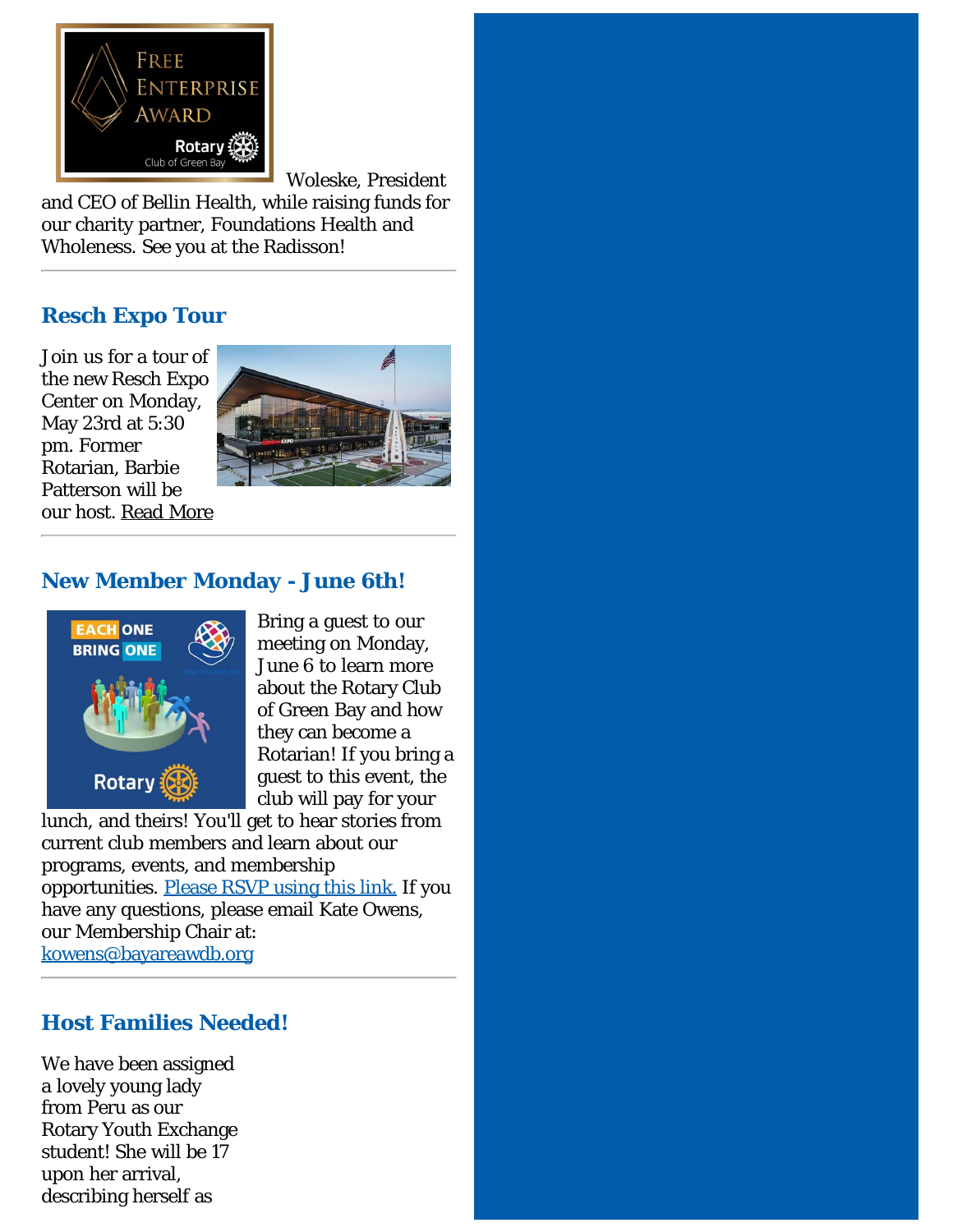Woleske, President and CEO of Bellin Health, while raising funds for our charity partner, Foundations Health and Wholeness. See you at the Radisson!

---

## Resch Expo Tour

Join us for a tour of the new Resch Expo Center on Monday, May 23rd at 5:30 pm. Former Rotarian, Barbie Patterson will be our host. Read More

---

## New Member Monday - June 6th!

Bring a guest to our meeting on Monday, June 6 to learn more about the Rotary Club of Green Bay and how they can become a Rotarian! If you bring a guest to this event, the club will pay for your lunch, and theirs! You'll get to hear stories from current club members and learn about our programs, events, and membership opportunities. Please RSVP using this link. If you have any questions, please email Kate Owens, our Membership Chair at: kowens@bayareawdb.org

---

## Host Families Needed!

We have been assigned a lovely young lady from Peru as our Rotary Youth Exchange student! She will be 17 upon her arrival, describing herself as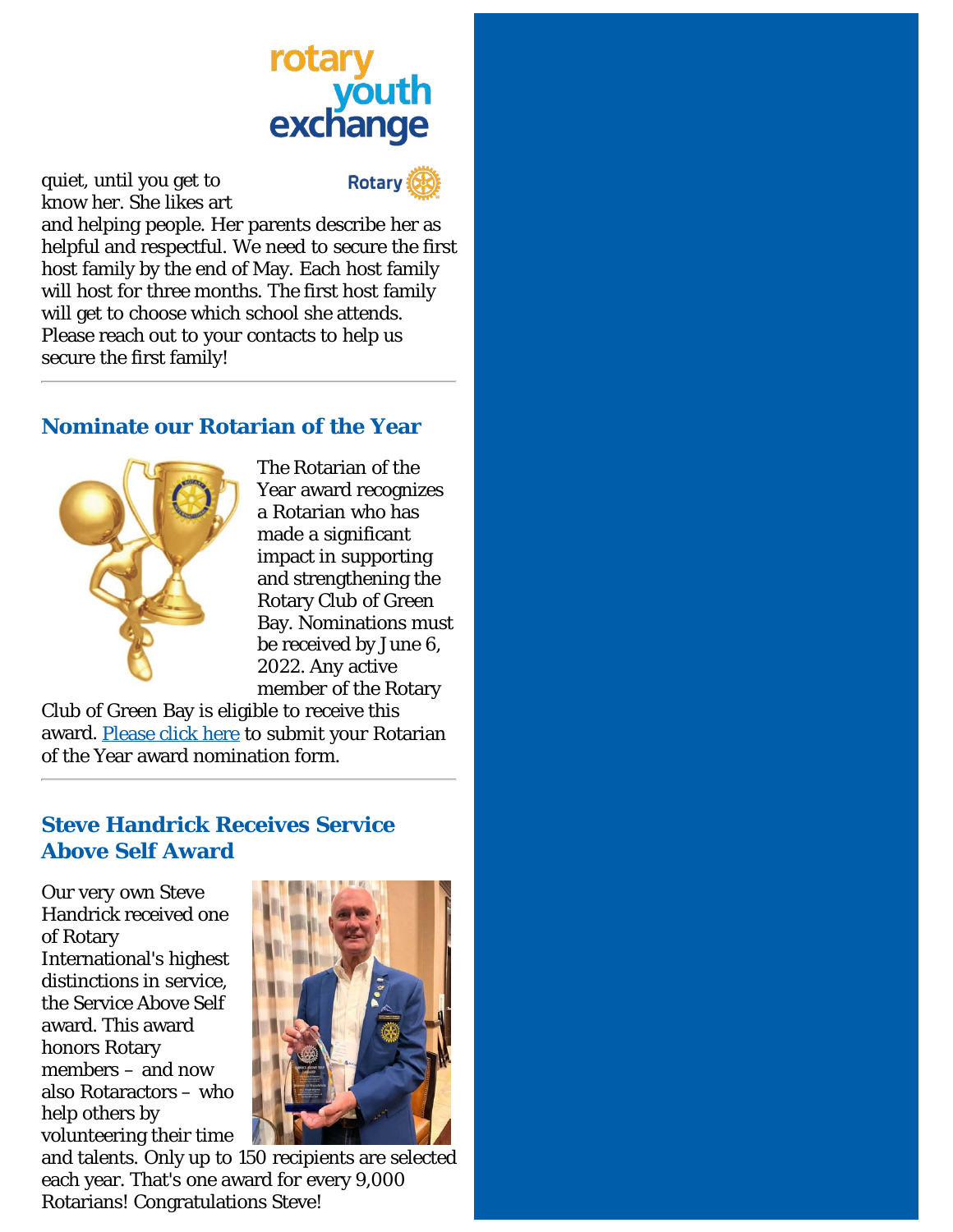quiet, until you get to know her. She likes art and helping people. Her parents describe her as helpful and respectful. We need to secure the first host family by the end of May. Each host family will host for three months. The first host family will get to choose which school she attends. Please reach out to your contacts to help us secure the first family!

---

## Nominate our Rotarian of the Year

The Rotarian of the Year award recognizes a Rotarian who has made a significant impact in supporting and strengthening the Rotary Club of Green Bay. Nominations must be received by June 6, 2022. Any active member of the Rotary Club of Green Bay is eligible to receive this award. Please click here to submit your Rotarian of the Year award nomination form.

---

## Steve Handrick Receives Service Above Self Award

Our very own Steve Handrick received one of Rotary International's highest distinctions in service, the Service Above Self award. This award honors Rotary members – and now also Rotaractors – who help others by volunteering their time and talents. Only up to 150 recipients are selected each year. That's one award for every 9,000 Rotarians! Congratulations Steve!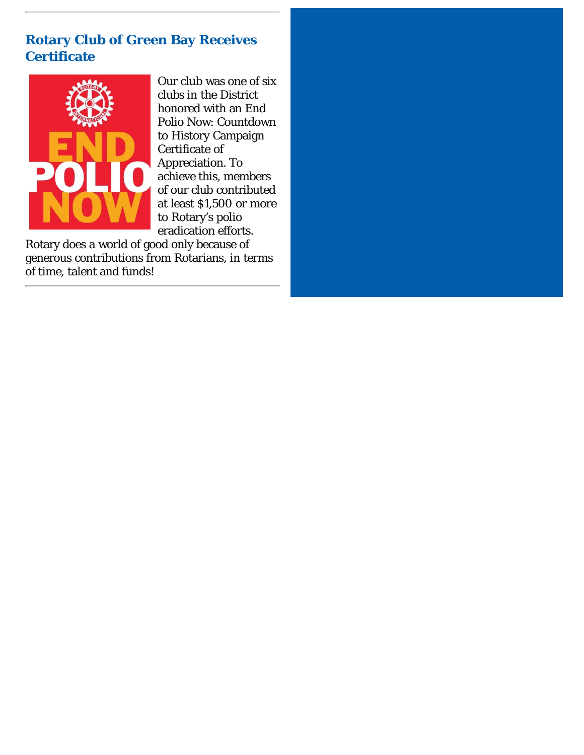---

## Rotary Club of Green Bay Receives Certificate

Our club was one of six clubs in the District honored with an End Polio Now: Countdown to History Campaign Certificate of Appreciation. To achieve this, members of our club contributed at least $1,500 or more to Rotary's polio eradication efforts.

Rotary does a world of good only because of generous contributions from Rotarians, in terms of time, talent and funds!

---